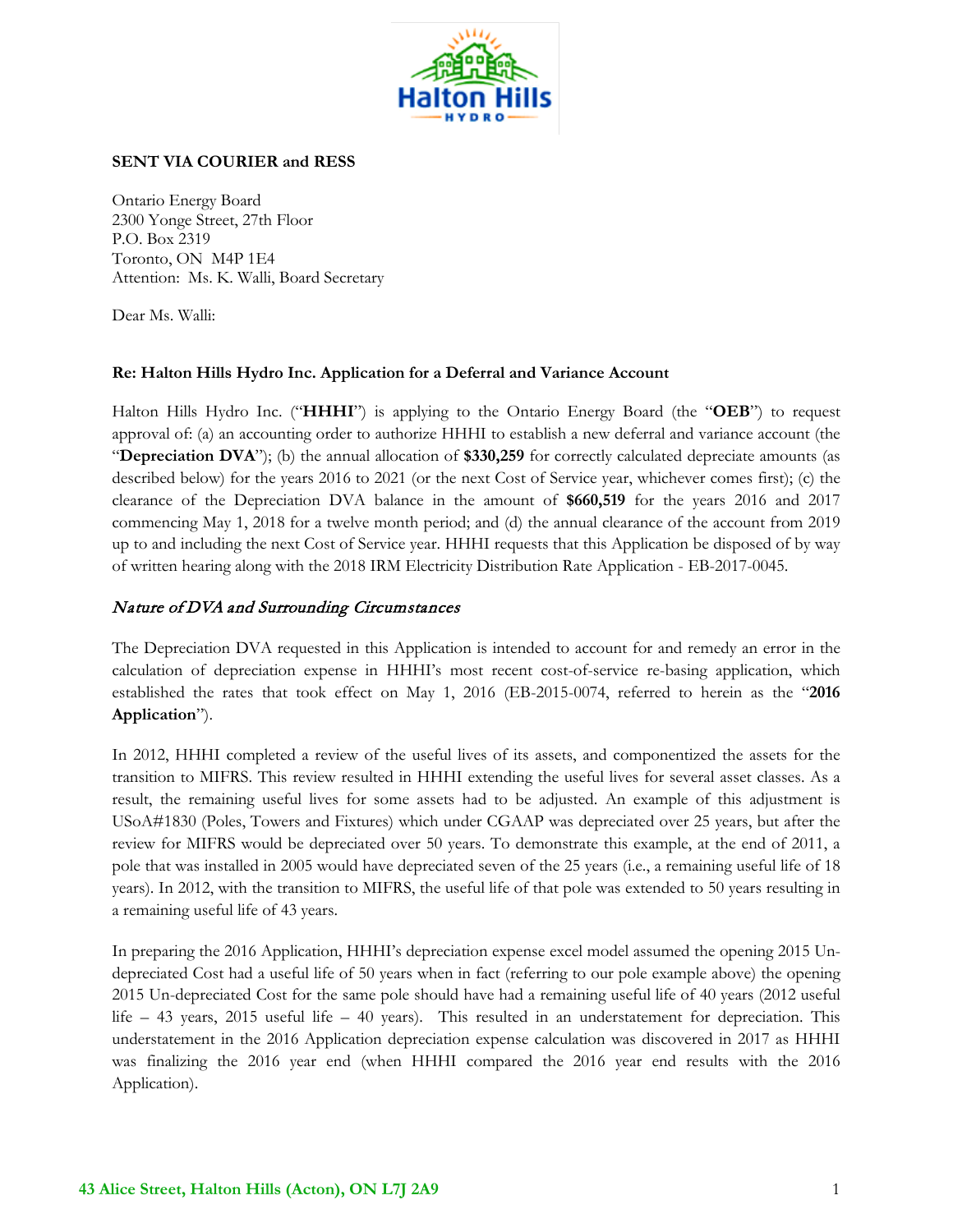**SENT VIA COURIER and RESS**

Ontario Energy Board
2300 Yonge Street, 27th Floor
P.O. Box 2319
Toronto, ON M4P 1E4
Attention: Ms. K. Walli, Board Secretary

Dear Ms. Walli:

**Re: Halton Hills Hydro Inc. Application for a Deferral and Variance Account**

Halton Hills Hydro Inc. ("**HHHI**") is applying to the Ontario Energy Board (the "**OEB**") to request approval of: (a) an accounting order to authorize HHHI to establish a new deferral and variance account (the "**Depreciation DVA**"); (b) the annual allocation of **$330,259** for correctly calculated depreciate amounts (as described below) for the years 2016 to 2021 (or the next Cost of Service year, whichever comes first); (c) the clearance of the Depreciation DVA balance in the amount of **$660,519** for the years 2016 and 2017 commencing May 1, 2018 for a twelve month period; and (d) the annual clearance of the account from 2019 up to and including the next Cost of Service year. HHHI requests that this Application be disposed of by way of written hearing along with the 2018 IRM Electricity Distribution Rate Application - EB-2017-0045.

## *Nature of DVA and Surrounding Circumstances*

The Depreciation DVA requested in this Application is intended to account for and remedy an error in the calculation of depreciation expense in HHHI's most recent cost-of-service re-basing application, which established the rates that took effect on May 1, 2016 (EB-2015-0074, referred to herein as the "**2016 Application**").

In 2012, HHHI completed a review of the useful lives of its assets, and componentized the assets for the transition to MIFRS. This review resulted in HHHI extending the useful lives for several asset classes. As a result, the remaining useful lives for some assets had to be adjusted. An example of this adjustment is USoA#1830 (Poles, Towers and Fixtures) which under CGAAP was depreciated over 25 years, but after the review for MIFRS would be depreciated over 50 years. To demonstrate this example, at the end of 2011, a pole that was installed in 2005 would have depreciated seven of the 25 years (i.e., a remaining useful life of 18 years). In 2012, with the transition to MIFRS, the useful life of that pole was extended to 50 years resulting in a remaining useful life of 43 years.

In preparing the 2016 Application, HHHI's depreciation expense excel model assumed the opening 2015 Un-depreciated Cost had a useful life of 50 years when in fact (referring to our pole example above) the opening 2015 Un-depreciated Cost for the same pole should have had a remaining useful life of 40 years (2012 useful life – 43 years, 2015 useful life – 40 years). This resulted in an understatement for depreciation. This understatement in the 2016 Application depreciation expense calculation was discovered in 2017 as HHHI was finalizing the 2016 year end (when HHHI compared the 2016 year end results with the 2016 Application).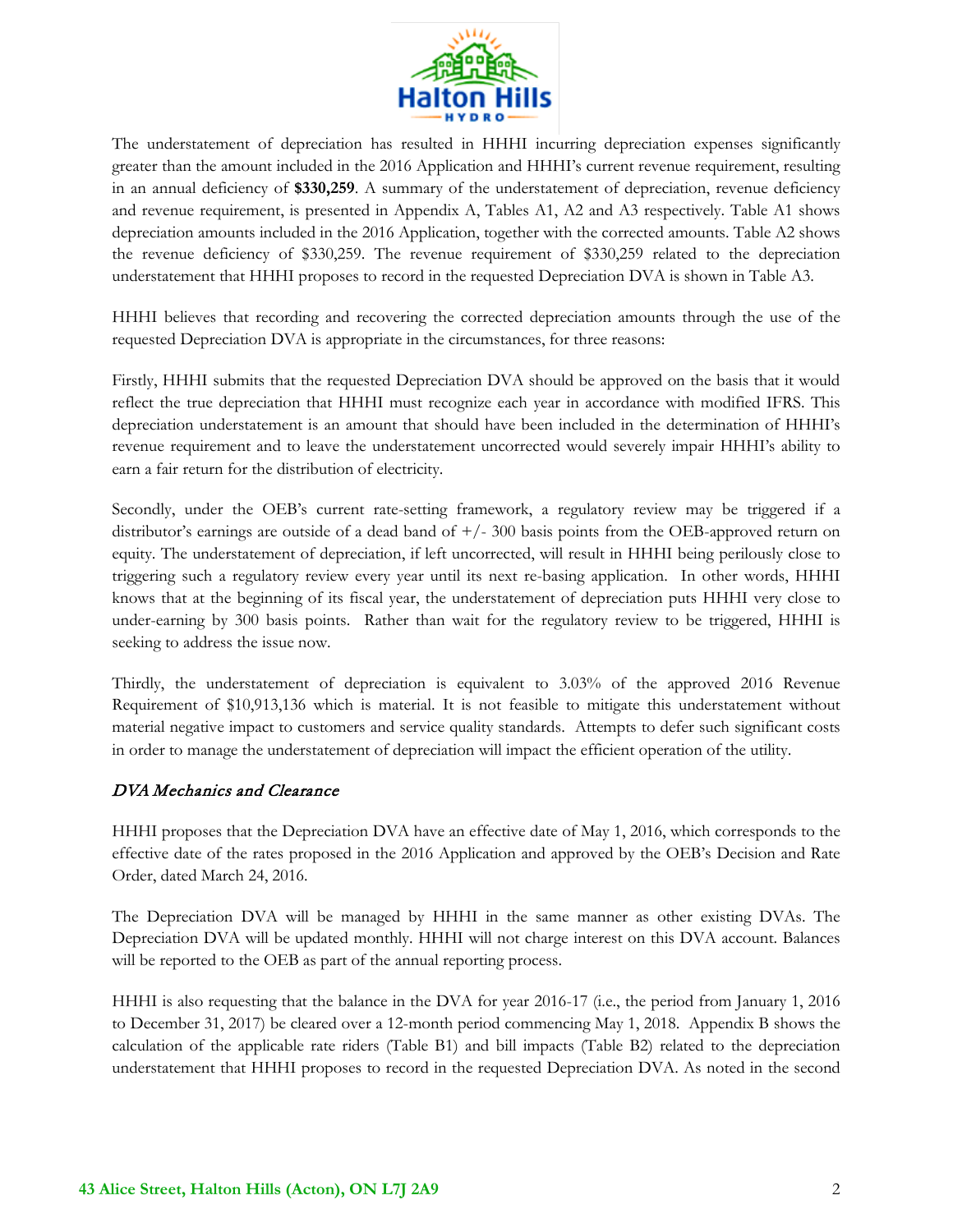The understatement of depreciation has resulted in HHHI incurring depreciation expenses significantly greater than the amount included in the 2016 Application and HHHI's current revenue requirement, resulting in an annual deficiency of **$330,259**. A summary of the understatement of depreciation, revenue deficiency and revenue requirement, is presented in Appendix A, Tables A1, A2 and A3 respectively. Table A1 shows depreciation amounts included in the 2016 Application, together with the corrected amounts. Table A2 shows the revenue deficiency of $330,259. The revenue requirement of $330,259 related to the depreciation understatement that HHHI proposes to record in the requested Depreciation DVA is shown in Table A3.

HHHI believes that recording and recovering the corrected depreciation amounts through the use of the requested Depreciation DVA is appropriate in the circumstances, for three reasons:

Firstly, HHHI submits that the requested Depreciation DVA should be approved on the basis that it would reflect the true depreciation that HHHI must recognize each year in accordance with modified IFRS. This depreciation understatement is an amount that should have been included in the determination of HHHI's revenue requirement and to leave the understatement uncorrected would severely impair HHHI's ability to earn a fair return for the distribution of electricity.

Secondly, under the OEB's current rate-setting framework, a regulatory review may be triggered if a distributor's earnings are outside of a dead band of +/- 300 basis points from the OEB-approved return on equity. The understatement of depreciation, if left uncorrected, will result in HHHI being perilously close to triggering such a regulatory review every year until its next re-basing application. In other words, HHHI knows that at the beginning of its fiscal year, the understatement of depreciation puts HHHI very close to under-earning by 300 basis points. Rather than wait for the regulatory review to be triggered, HHHI is seeking to address the issue now.

Thirdly, the understatement of depreciation is equivalent to 3.03% of the approved 2016 Revenue Requirement of $10,913,136 which is material. It is not feasible to mitigate this understatement without material negative impact to customers and service quality standards. Attempts to defer such significant costs in order to manage the understatement of depreciation will impact the efficient operation of the utility.

### *DVA Mechanics and Clearance*

HHHI proposes that the Depreciation DVA have an effective date of May 1, 2016, which corresponds to the effective date of the rates proposed in the 2016 Application and approved by the OEB's Decision and Rate Order, dated March 24, 2016.

The Depreciation DVA will be managed by HHHI in the same manner as other existing DVAs. The Depreciation DVA will be updated monthly. HHHI will not charge interest on this DVA account. Balances will be reported to the OEB as part of the annual reporting process.

HHHI is also requesting that the balance in the DVA for year 2016-17 (i.e., the period from January 1, 2016 to December 31, 2017) be cleared over a 12-month period commencing May 1, 2018. Appendix B shows the calculation of the applicable rate riders (Table B1) and bill impacts (Table B2) related to the depreciation understatement that HHHI proposes to record in the requested Depreciation DVA. As noted in the second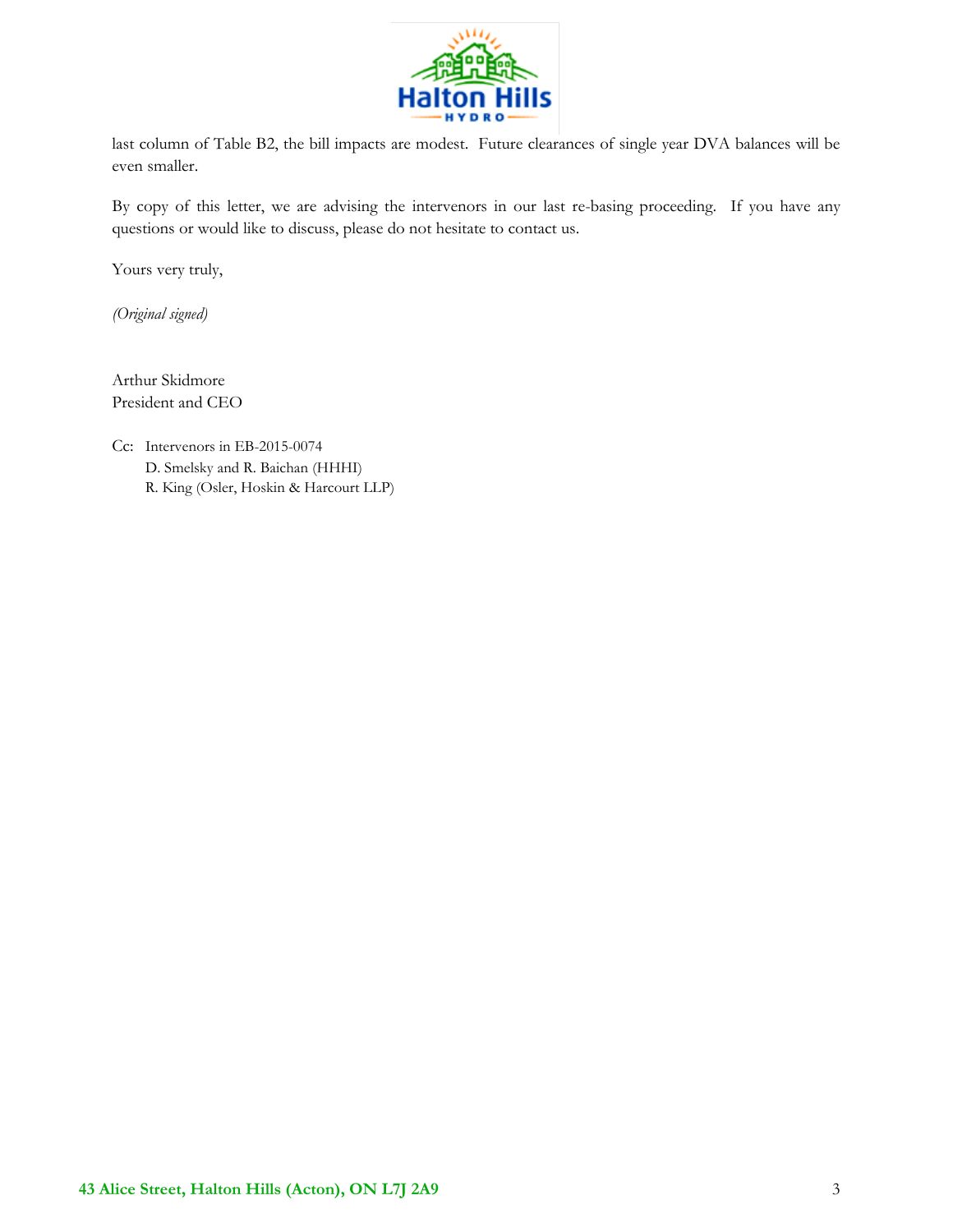last column of Table B2, the bill impacts are modest. Future clearances of single year DVA balances will be even smaller.

By copy of this letter, we are advising the intervenors in our last re-basing proceeding. If you have any questions or would like to discuss, please do not hesitate to contact us.

Yours very truly,

*(Original signed)*

Arthur Skidmore
President and CEO

Cc: Intervenors in EB-2015-0074
D. Smelsky and R. Baichan (HHHI)
R. King (Osler, Hoskin & Harcourt LLP)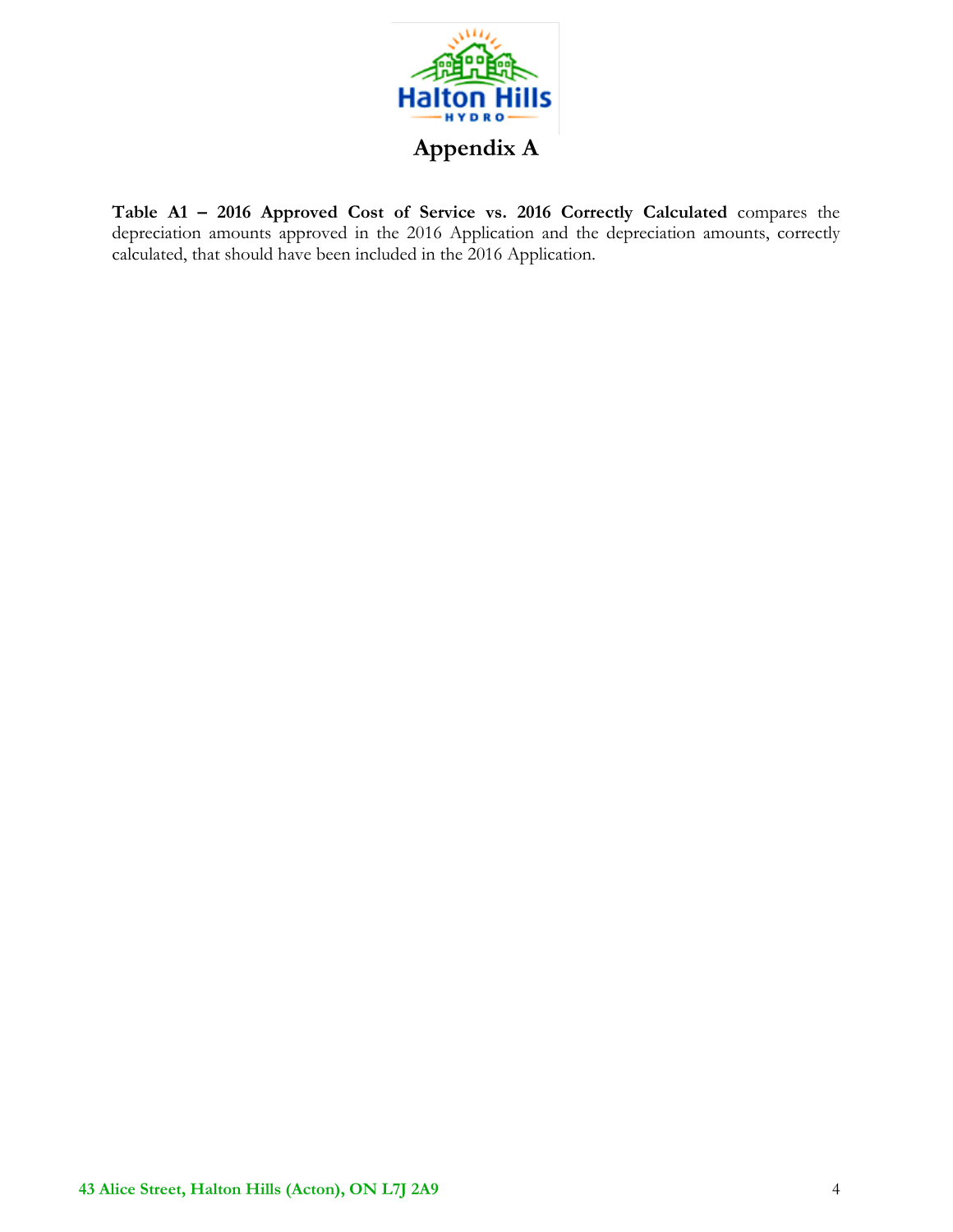# Appendix A

**Table A1 – 2016 Approved Cost of Service vs. 2016 Correctly Calculated** compares the depreciation amounts approved in the 2016 Application and the depreciation amounts, correctly calculated, that should have been included in the 2016 Application.

**43 Alice Street, Halton Hills (Acton), ON L7J 2A9**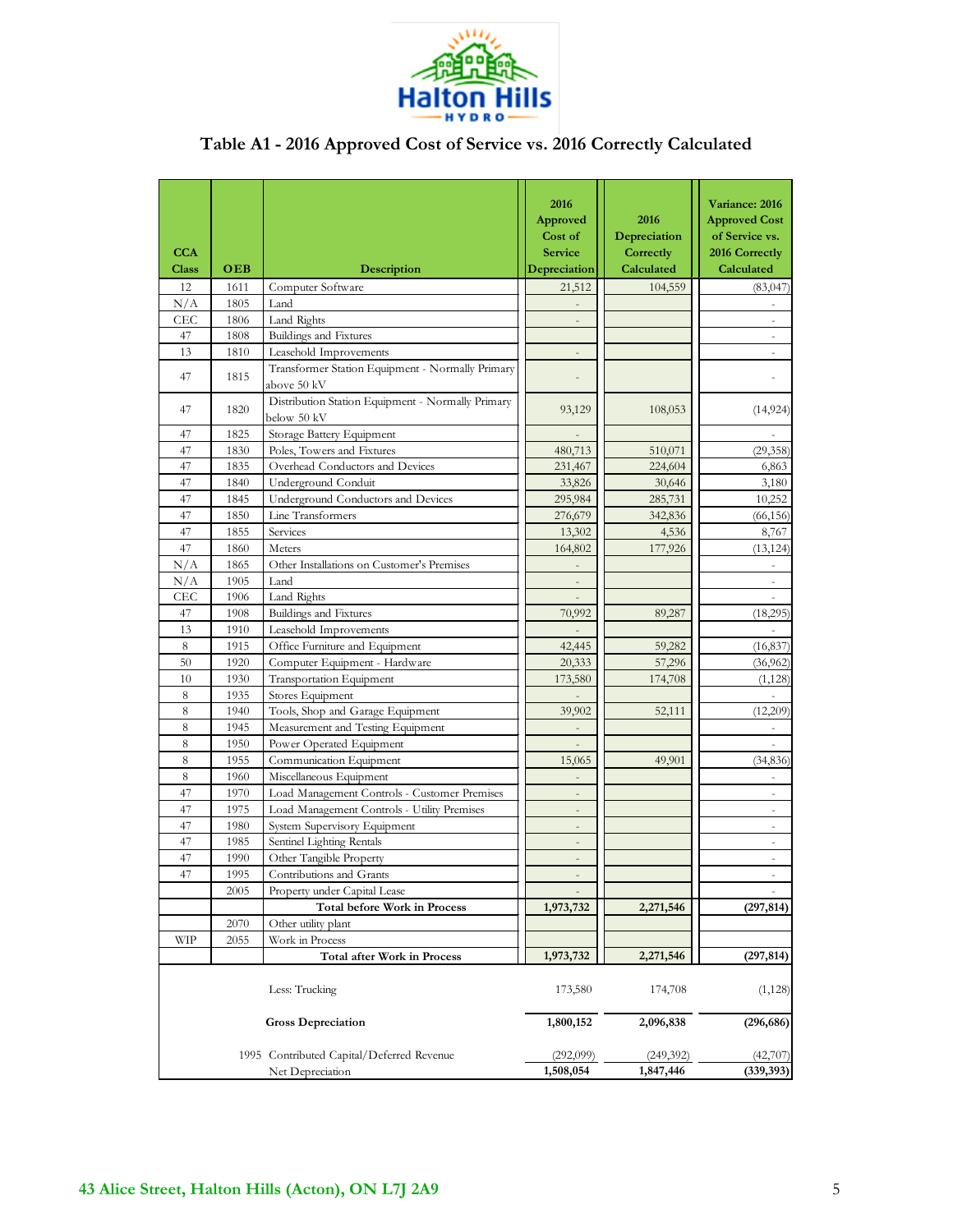## Table A1 - 2016 Approved Cost of Service vs. 2016 Correctly Calculated

| CCA Class | OEB | Description | 2016 Approved Cost of Service Depreciation | 2016 Depreciation Correctly Calculated | Variance: 2016 Approved Cost of Service vs. 2016 Correctly Calculated |
|---|---|---|---|---|---|
| 12 | 1611 | Computer Software | 21,512 | 104,559 | (83,047) |
| N/A | 1805 | Land | - | | - |
| CEC | 1806 | Land Rights | - | | - |
| 47 | 1808 | Buildings and Fixtures | | | - |
| 13 | 1810 | Leasehold Improvements | - | | - |
| 47 | 1815 | Transformer Station Equipment - Normally Primary above 50 kV | - | | - |
| 47 | 1820 | Distribution Station Equipment - Normally Primary below 50 kV | 93,129 | 108,053 | (14,924) |
| 47 | 1825 | Storage Battery Equipment | - | | - |
| 47 | 1830 | Poles, Towers and Fixtures | 480,713 | 510,071 | (29,358) |
| 47 | 1835 | Overhead Conductors and Devices | 231,467 | 224,604 | 6,863 |
| 47 | 1840 | Underground Conduit | 33,826 | 30,646 | 3,180 |
| 47 | 1845 | Underground Conductors and Devices | 295,984 | 285,731 | 10,252 |
| 47 | 1850 | Line Transformers | 276,679 | 342,836 | (66,156) |
| 47 | 1855 | Services | 13,302 | 4,536 | 8,767 |
| 47 | 1860 | Meters | 164,802 | 177,926 | (13,124) |
| N/A | 1865 | Other Installations on Customer's Premises | - | | - |
| N/A | 1905 | Land | - | | - |
| CEC | 1906 | Land Rights | - | | - |
| 47 | 1908 | Buildings and Fixtures | 70,992 | 89,287 | (18,295) |
| 13 | 1910 | Leasehold Improvements | - | | - |
| 8 | 1915 | Office Furniture and Equipment | 42,445 | 59,282 | (16,837) |
| 50 | 1920 | Computer Equipment - Hardware | 20,333 | 57,296 | (36,962) |
| 10 | 1930 | Transportation Equipment | 173,580 | 174,708 | (1,128) |
| 8 | 1935 | Stores Equipment | - | | - |
| 8 | 1940 | Tools, Shop and Garage Equipment | 39,902 | 52,111 | (12,209) |
| 8 | 1945 | Measurement and Testing Equipment | - | | - |
| 8 | 1950 | Power Operated Equipment | - | | - |
| 8 | 1955 | Communication Equipment | 15,065 | 49,901 | (34,836) |
| 8 | 1960 | Miscellaneous Equipment | - | | - |
| 47 | 1970 | Load Management Controls - Customer Premises | - | | - |
| 47 | 1975 | Load Management Controls - Utility Premises | - | | - |
| 47 | 1980 | System Supervisory Equipment | - | | - |
| 47 | 1985 | Sentinel Lighting Rentals | - | | - |
| 47 | 1990 | Other Tangible Property | - | | - |
| 47 | 1995 | Contributions and Grants | - | | - |
| | 2005 | Property under Capital Lease | - | | - |
| | | **Total before Work in Process** | **1,973,732** | **2,271,546** | **(297,814)** |
| | 2070 | Other utility plant | | | |
| WIP | 2055 | Work in Process | | | |
| | | **Total after Work in Process** | **1,973,732** | **2,271,546** | **(297,814)** |
| | | Less: Trucking | 173,580 | 174,708 | (1,128) |
| | | **Gross Depreciation** | **1,800,152** | **2,096,838** | **(296,686)** |
| | 1995 | Contributed Capital/Deferred Revenue | (292,099) | (249,392) | (42,707) |
| | | Net Depreciation | **1,508,054** | **1,847,446** | **(339,393)** |

43 Alice Street, Halton Hills (Acton), ON L7J 2A9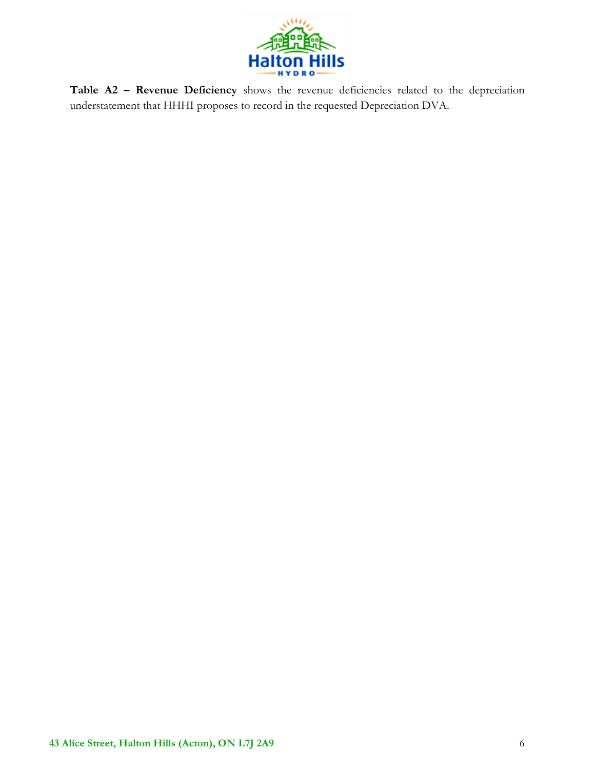**Table A2 – Revenue Deficiency** shows the revenue deficiencies related to the depreciation understatement that HHHI proposes to record in the requested Depreciation DVA.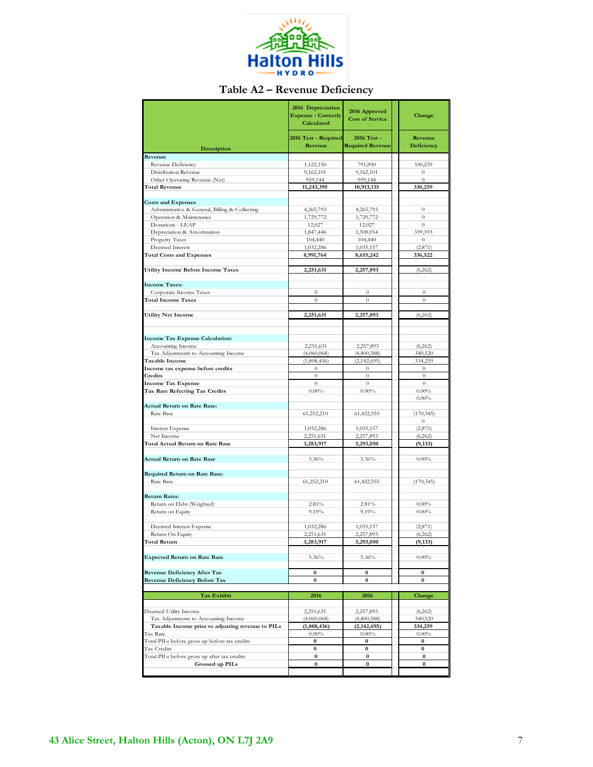# Table A2 – Revenue Deficiency

| Description | 2016 Depreciation Expense - Correctly Calculated | 2016 Approved Cost of Service | Change |
|---|---|---|---|
| | 2016 Test - Required Revenue | 2016 Test - Required Revenue | Revenue Deficiency |
| **Revenue** | | | |
| Revenue Deficiency | 1,122,150 | 791,890 | 330,259 |
| Distribution Revenue | 9,162,101 | 9,162,101 | 0 |
| Other Operating Revenue (Net) | 959,144 | 959,144 | 0 |
| **Total Revenue** | **11,243,395** | **10,913,135** | **330,259** |
| | | | |
| **Costs and Expenses** | | | |
| Administrative & General, Billing & Collecting | 4,265,793 | 4,265,793 | 0 |
| Operation & Maintenance | 1,729,772 | 1,729,772 | 0 |
| Donations - LEAP | 12,027 | 12,027 | 0 |
| Depreciation & Amortization | 1,847,446 | 1,508,054 | 339,393 |
| Property Taxes | 104,440 | 104,440 | 0 |
| Deemed Interest | 1,032,286 | 1,035,157 | (2,871) |
| **Total Costs and Expenses** | **8,991,764** | **8,655,242** | **336,522** |
| | | | |
| **Utility Income Before Income Taxes** | **2,251,631** | **2,257,893** | (6,262) |
| | | | |
| **Income Taxes:** | | | |
| Corporate Income Taxes | 0 | 0 | 0 |
| **Total Income Taxes** | 0 | 0 | 0 |
| | | | |
| **Utility Net Income** | **2,251,631** | **2,257,893** | (6,262) |
| | | | |
| **Income Tax Expense Calculation:** | | | |
| Accounting Income | 2,251,631 | 2,257,893 | (6,262) |
| Tax Adjustments to Accounting Income | (4,060,068) | (4,400,588) | 340,520 |
| **Taxable Income** | (1,808,436) | (2,142,695) | 334,259 |
| **Income tax expense before credits** | 0 | 0 | 0 |
| **Credits** | 0 | 0 | 0 |
| **Income Tax Expense** | 0 | 0 | 0 |
| **Tax Rate Refecting Tax Credits** | 0.00% | 0.00% | 0.00% |
| | | | 0.00% |
| **Actual Return on Rate Base:** | | | |
| Rate Base | 61,252,210 | 61,422,555 | (170,345) |
| | | | 0 |
| Interest Expense | 1,032,286 | 1,035,157 | (2,871) |
| Net Income | 2,251,631 | 2,257,893 | (6,262) |
| **Total Actual Return on Rate Base** | **3,283,917** | **3,293,050** | **(9,133)** |
| | | | |
| **Actual Return on Rate Base** | 5.36% | 5.36% | 0.00% |
| | | | |
| **Required Return on Rate Base:** | | | |
| Rate Base | 61,252,210 | 61,422,555 | (170,345) |
| | | | |
| **Return Rates:** | | | |
| Return on Debt (Weighted) | 2.81% | 2.81% | 0.00% |
| Return on Equity | 9.19% | 9.19% | 0.00% |
| | | | |
| Deemed Interest Expense | 1,032,286 | 1,035,157 | (2,871) |
| Return On Equity | 2,251,631 | 2,257,893 | (6,262) |
| **Total Return** | **3,283,917** | **3,293,050** | **(9,133)** |
| | | | |
| **Expected Return on Rate Base** | 5.36% | 5.36% | 0.00% |
| | | | |
| **Revenue Deficiency After Tax** | **0** | **0** | **0** |
| **Revenue Deficiency Before Tax** | **0** | **0** | **0** |
| | | | |
| **Tax Exhibit** | **2016** | **2016** | **Change** |
| | | | |
| Deemed Utility Income | 2,251,631 | 2,257,893 | (6,262) |
| Tax Adjustments to Accounting Income | (4,060,068) | (4,400,588) | 340,520 |
| **Taxable Income prior to adjusting revenue to PILs** | **(1,808,436)** | **(2,142,695)** | **334,259** |
| Tax Rate | 0.00% | 0.00% | 0.00% |
| Total PILs before gross up before tax credits | **0** | **0** | **0** |
| Tax Credits | **0** | **0** | **0** |
| Total PILs before gross up after tax credits | **0** | **0** | **0** |
| **Grossed up PILs** | **0** | **0** | **0** |

**43 Alice Street, Halton Hills (Acton), ON L7J 2A9**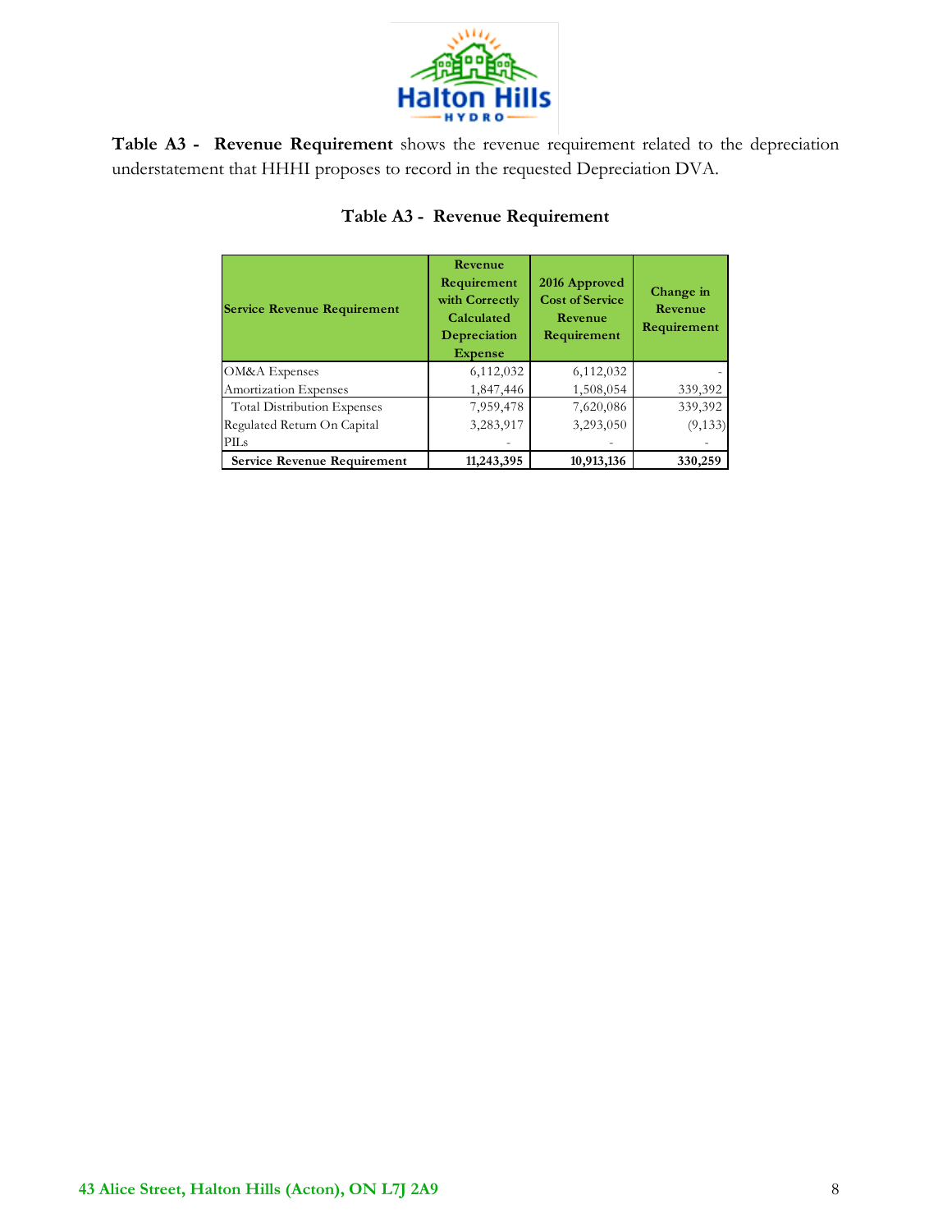**Table A3 - Revenue Requirement** shows the revenue requirement related to the depreciation understatement that HHHI proposes to record in the requested Depreciation DVA.

**Table A3 - Revenue Requirement**

| Service Revenue Requirement | Revenue Requirement with Correctly Calculated Depreciation Expense | 2016 Approved Cost of Service Revenue Requirement | Change in Revenue Requirement |
|---|---|---|---|
| OM&A Expenses | 6,112,032 | 6,112,032 | - |
| Amortization Expenses | 1,847,446 | 1,508,054 | 339,392 |
| Total Distribution Expenses | 7,959,478 | 7,620,086 | 339,392 |
| Regulated Return On Capital | 3,283,917 | 3,293,050 | (9,133) |
| PILs | - | - | - |
| **Service Revenue Requirement** | **11,243,395** | **10,913,136** | **330,259** |

**43 Alice Street, Halton Hills (Acton), ON L7J 2A9**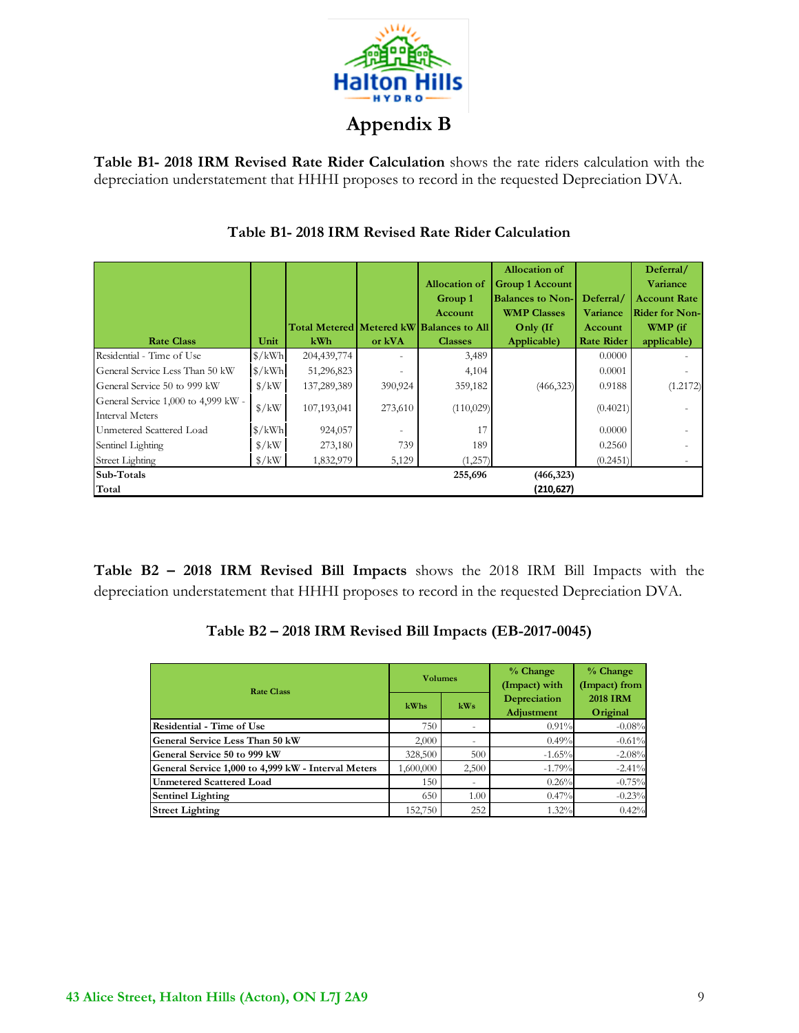# Appendix B

**Table B1- 2018 IRM Revised Rate Rider Calculation** shows the rate riders calculation with the depreciation understatement that HHHI proposes to record in the requested Depreciation DVA.

**Table B1- 2018 IRM Revised Rate Rider Calculation**

| Rate Class | Unit | Total Metered kWh | Metered kW or kVA | Allocation of Group 1 Account Balances to All Classes | Allocation of Group 1 Account Balances to Non-WMP Classes Only (If Applicable) | Deferral/ Variance Account Rate Rider | Deferral/ Variance Account Rate Rider for Non-WMP (if applicable) |
|---|---|---|---|---|---|---|---|
| Residential - Time of Use | $/kWh | 204,439,774 | - | 3,489 | | 0.0000 | - |
| General Service Less Than 50 kW | $/kWh | 51,296,823 | - | 4,104 | | 0.0001 | - |
| General Service 50 to 999 kW | $/kW | 137,289,389 | 390,924 | 359,182 | (466,323) | 0.9188 | (1.2172) |
| General Service 1,000 to 4,999 kW - Interval Meters | $/kW | 107,193,041 | 273,610 | (110,029) | | (0.4021) | - |
| Unmetered Scattered Load | $/kWh | 924,057 | - | 17 | | 0.0000 | - |
| Sentinel Lighting | $/kW | 273,180 | 739 | 189 | | 0.2560 | - |
| Street Lighting | $/kW | 1,832,979 | 5,129 | (1,257) | | (0.2451) | - |
| **Sub-Totals** | | | | **255,696** | **(466,323)** | | |
| **Total** | | | | | **(210,627)** | | |

**Table B2 – 2018 IRM Revised Bill Impacts** shows the 2018 IRM Bill Impacts with the depreciation understatement that HHHI proposes to record in the requested Depreciation DVA.

**Table B2 – 2018 IRM Revised Bill Impacts (EB-2017-0045)**

| Rate Class | Volumes | | % Change (Impact) with Depreciation Adjustment | % Change (Impact) from 2018 IRM Original |
|---|---|---|---|---|
| | kWhs | kWs | | |
| **Residential - Time of Use** | 750 | - | 0.91% | -0.08% |
| **General Service Less Than 50 kW** | 2,000 | - | 0.49% | -0.61% |
| **General Service 50 to 999 kW** | 328,500 | 500 | -1.65% | -2.08% |
| **General Service 1,000 to 4,999 kW - Interval Meters** | 1,600,000 | 2,500 | -1.79% | -2.41% |
| **Unmetered Scattered Load** | 150 | - | 0.26% | -0.75% |
| **Sentinel Lighting** | 650 | 1.00 | 0.47% | -0.23% |
| **Street Lighting** | 152,750 | 252 | 1.32% | 0.42% |

**43 Alice Street, Halton Hills (Acton), ON L7J 2A9**